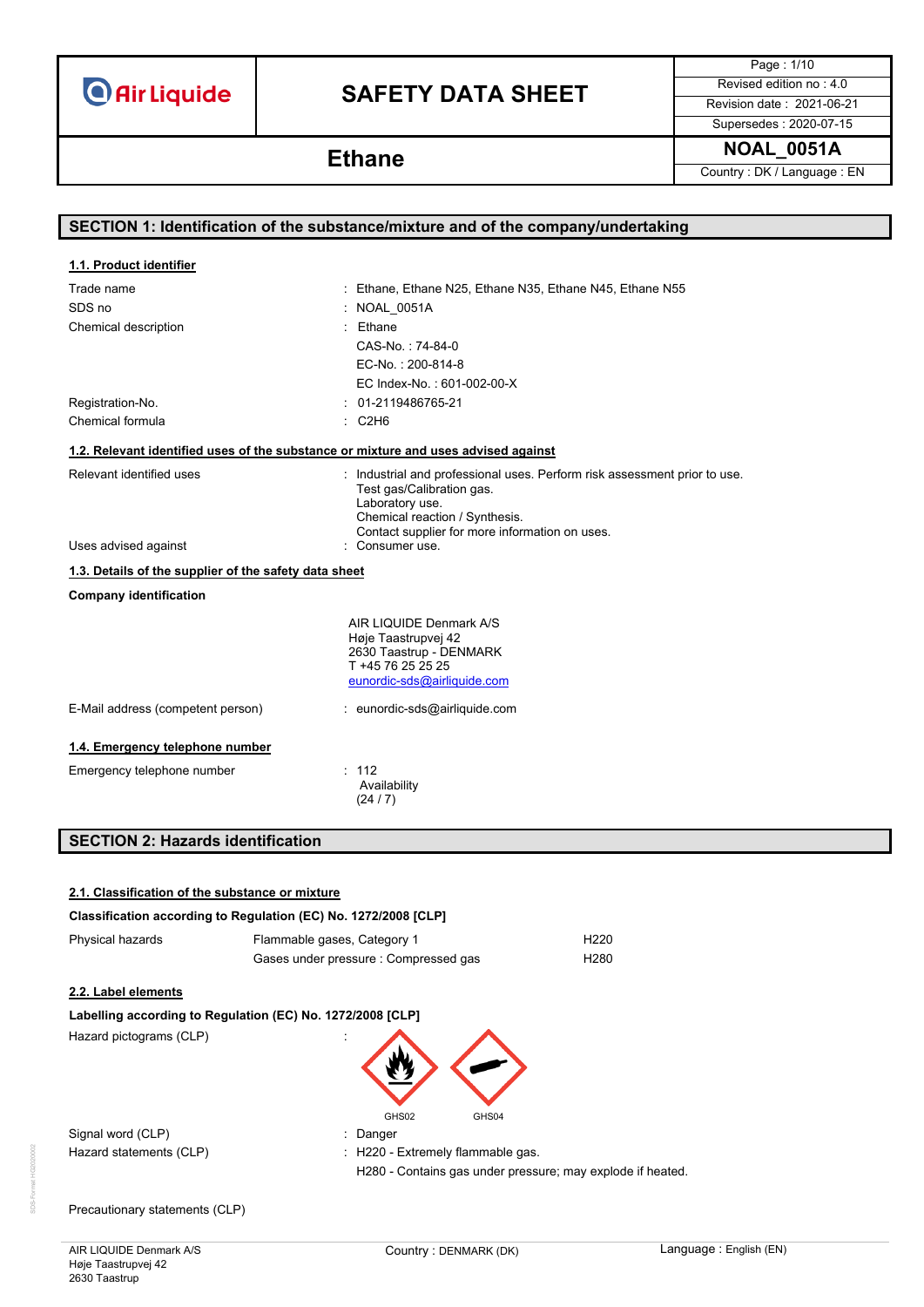# SAFETY DATA SHEET

## Ethane

| Page : 1/10 |
|---|
| Revised edition no : 4.0 |
| Revision date : 2021-06-21 |
| Supersedes : 2020-07-15 |
| **NOAL_0051A** |
| Country : DK / Language : EN |

## SECTION 1: Identification of the substance/mixture and of the company/undertaking

### 1.1. Product identifier

| | |
|---|---|
| Trade name | : Ethane, Ethane N25, Ethane N35, Ethane N45, Ethane N55 |
| SDS no | : NOAL_0051A |
| Chemical description | : Ethane<br>CAS-No. : 74-84-0<br>EC-No. : 200-814-8<br>EC Index-No. : 601-002-00-X |
| Registration-No. | : 01-2119486765-21 |
| Chemical formula | : $C_2H_6$ |

### 1.2. Relevant identified uses of the substance or mixture and uses advised against

| | |
|---|---|
| Relevant identified uses | : Industrial and professional uses. Perform risk assessment prior to use.<br>Test gas/Calibration gas.<br>Laboratory use.<br>Chemical reaction / Synthesis.<br>Contact supplier for more information on uses. |
| Uses advised against | : Consumer use. |

### 1.3. Details of the supplier of the safety data sheet

**Company identification**

AIR LIQUIDE Denmark A/S
Høje Taastrupvej 42
2630 Taastrup - DENMARK
T +45 76 25 25 25
eunordic-sds@airliquide.com

| | |
|---|---|
| E-Mail address (competent person) | : eunordic-sds@airliquide.com |

### 1.4. Emergency telephone number

| | |
|---|---|
| Emergency telephone number | : 112<br>Availability<br>(24 / 7) |

## SECTION 2: Hazards identification

### 2.1. Classification of the substance or mixture

**Classification according to Regulation (EC) No. 1272/2008 [CLP]**

| | | |
|---|---|---|
| Physical hazards | Flammable gases, Category 1 | H220 |
| | Gases under pressure : Compressed gas | H280 |

### 2.2. Label elements

**Labelling according to Regulation (EC) No. 1272/2008 [CLP]**

| | |
|---|---|
| Hazard pictograms (CLP) | : GHS02 GHS04 |
| Signal word (CLP) | : Danger |
| Hazard statements (CLP) | : H220 - Extremely flammable gas.<br>H280 - Contains gas under pressure; may explode if heated. |

Precautionary statements (CLP)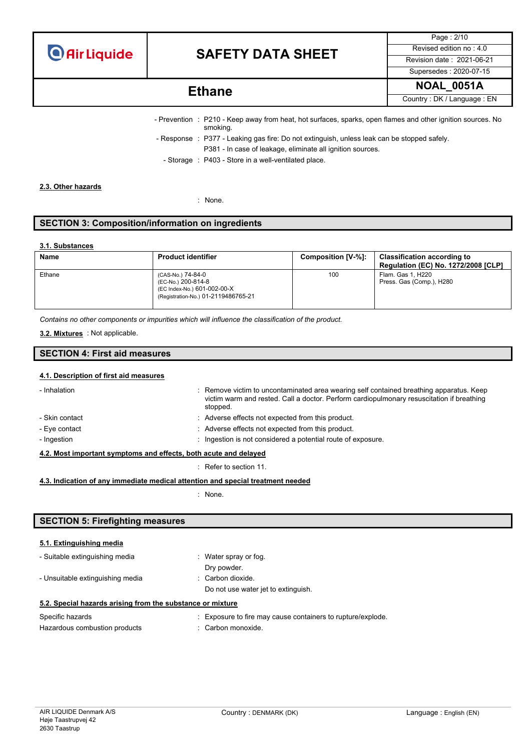- Prevention : P210 - Keep away from heat, hot surfaces, sparks, open flames and other ignition sources. No smoking.
- Response : P377 - Leaking gas fire: Do not extinguish, unless leak can be stopped safely.
  P381 - In case of leakage, eliminate all ignition sources.
- Storage : P403 - Store in a well-ventilated place.

#### 2.3. Other hazards

: None.

## SECTION 3: Composition/information on ingredients

#### 3.1. Substances

| Name | Product identifier | Composition [V-%]: | Classification according to Regulation (EC) No. 1272/2008 [CLP] |
|---|---|---|---|
| Ethane | (CAS-No.) 74-84-0<br>(EC-No.) 200-814-8<br>(EC Index-No.) 601-002-00-X<br>(Registration-No.) 01-2119486765-21 | 100 | Flam. Gas 1, H220<br>Press. Gas (Comp.), H280 |

*Contains no other components or impurities which will influence the classification of the product.*

**3.2. Mixtures** : Not applicable.

## SECTION 4: First aid measures

#### 4.1. Description of first aid measures

- Inhalation : Remove victim to uncontaminated area wearing self contained breathing apparatus. Keep victim warm and rested. Call a doctor. Perform cardiopulmonary resuscitation if breathing stopped.
- Skin contact : Adverse effects not expected from this product.
- Eye contact : Adverse effects not expected from this product.
- Ingestion : Ingestion is not considered a potential route of exposure.

#### 4.2. Most important symptoms and effects, both acute and delayed

: Refer to section 11.

#### 4.3. Indication of any immediate medical attention and special treatment needed

: None.

## SECTION 5: Firefighting measures

#### 5.1. Extinguishing media

- Suitable extinguishing media : Water spray or fog.
  Dry powder.
- Unsuitable extinguishing media : Carbon dioxide.
  Do not use water jet to extinguish.

#### 5.2. Special hazards arising from the substance or mixture

Specific hazards : Exposure to fire may cause containers to rupture/explode.

Hazardous combustion products : Carbon monoxide.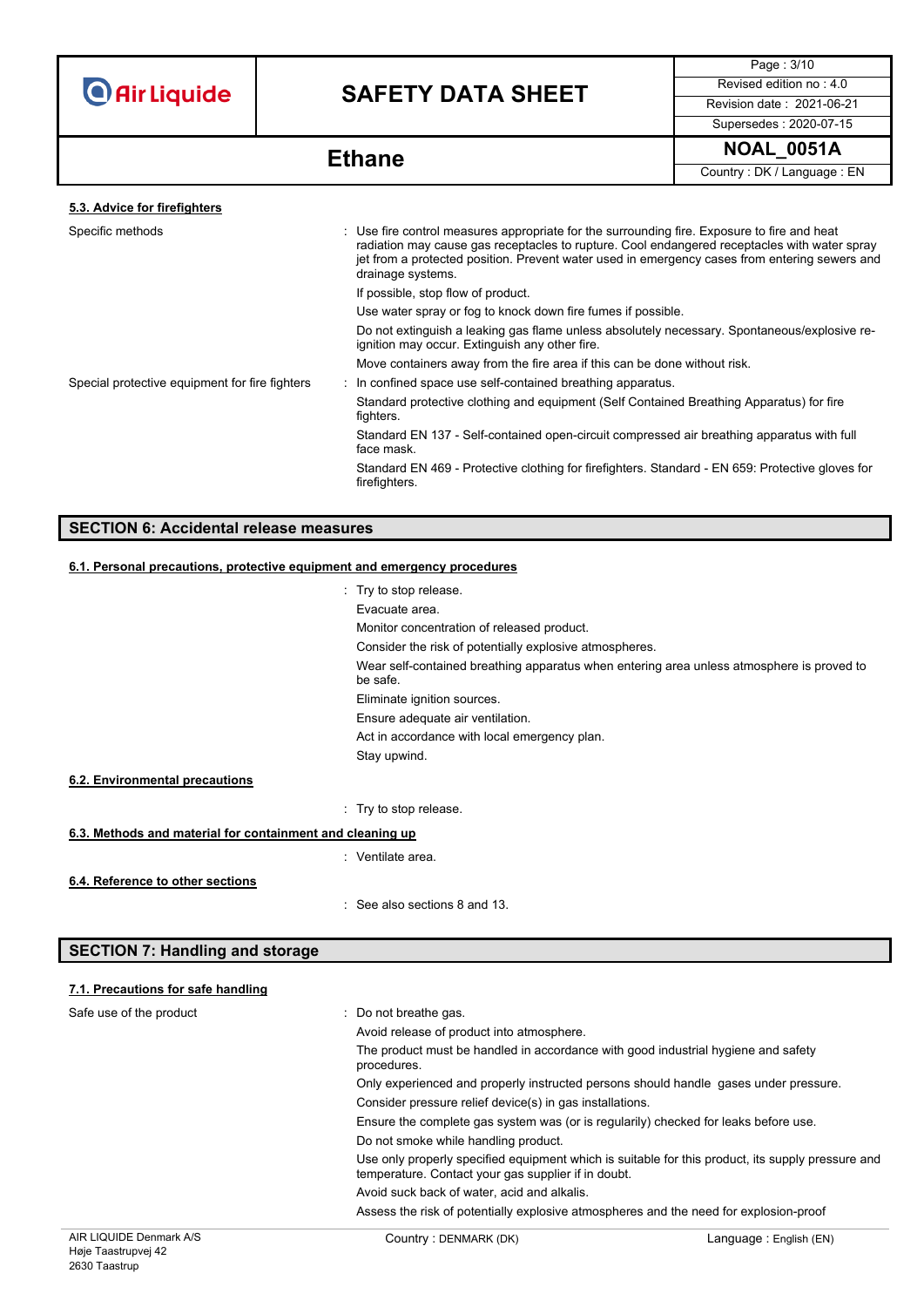### 5.3. Advice for firefighters

| | |
|---|---|
| Specific methods | : Use fire control measures appropriate for the surrounding fire. Exposure to fire and heat radiation may cause gas receptacles to rupture. Cool endangered receptacles with water spray jet from a protected position. Prevent water used in emergency cases from entering sewers and drainage systems.<br>If possible, stop flow of product.<br>Use water spray or fog to knock down fire fumes if possible.<br>Do not extinguish a leaking gas flame unless absolutely necessary. Spontaneous/explosive re-ignition may occur. Extinguish any other fire.<br>Move containers away from the fire area if this can be done without risk. |
| Special protective equipment for fire fighters | : In confined space use self-contained breathing apparatus.<br>Standard protective clothing and equipment (Self Contained Breathing Apparatus) for fire fighters.<br>Standard EN 137 - Self-contained open-circuit compressed air breathing apparatus with full face mask.<br>Standard EN 469 - Protective clothing for firefighters. Standard - EN 659: Protective gloves for firefighters. |

## SECTION 6: Accidental release measures

### 6.1. Personal precautions, protective equipment and emergency procedures

: Try to stop release.
Evacuate area.
Monitor concentration of released product.
Consider the risk of potentially explosive atmospheres.
Wear self-contained breathing apparatus when entering area unless atmosphere is proved to be safe.
Eliminate ignition sources.
Ensure adequate air ventilation.
Act in accordance with local emergency plan.
Stay upwind.

### 6.2. Environmental precautions

: Try to stop release.

### 6.3. Methods and material for containment and cleaning up

: Ventilate area.

### 6.4. Reference to other sections

: See also sections 8 and 13.

## SECTION 7: Handling and storage

### 7.1. Precautions for safe handling

| | |
|---|---|
| Safe use of the product | : Do not breathe gas.<br>Avoid release of product into atmosphere.<br>The product must be handled in accordance with good industrial hygiene and safety procedures.<br>Only experienced and properly instructed persons should handle gases under pressure.<br>Consider pressure relief device(s) in gas installations.<br>Ensure the complete gas system was (or is regularly) checked for leaks before use.<br>Do not smoke while handling product.<br>Use only properly specified equipment which is suitable for this product, its supply pressure and temperature. Contact your gas supplier if in doubt.<br>Avoid suck back of water, acid and alkalis.<br>Assess the risk of potentially explosive atmospheres and the need for explosion-proof |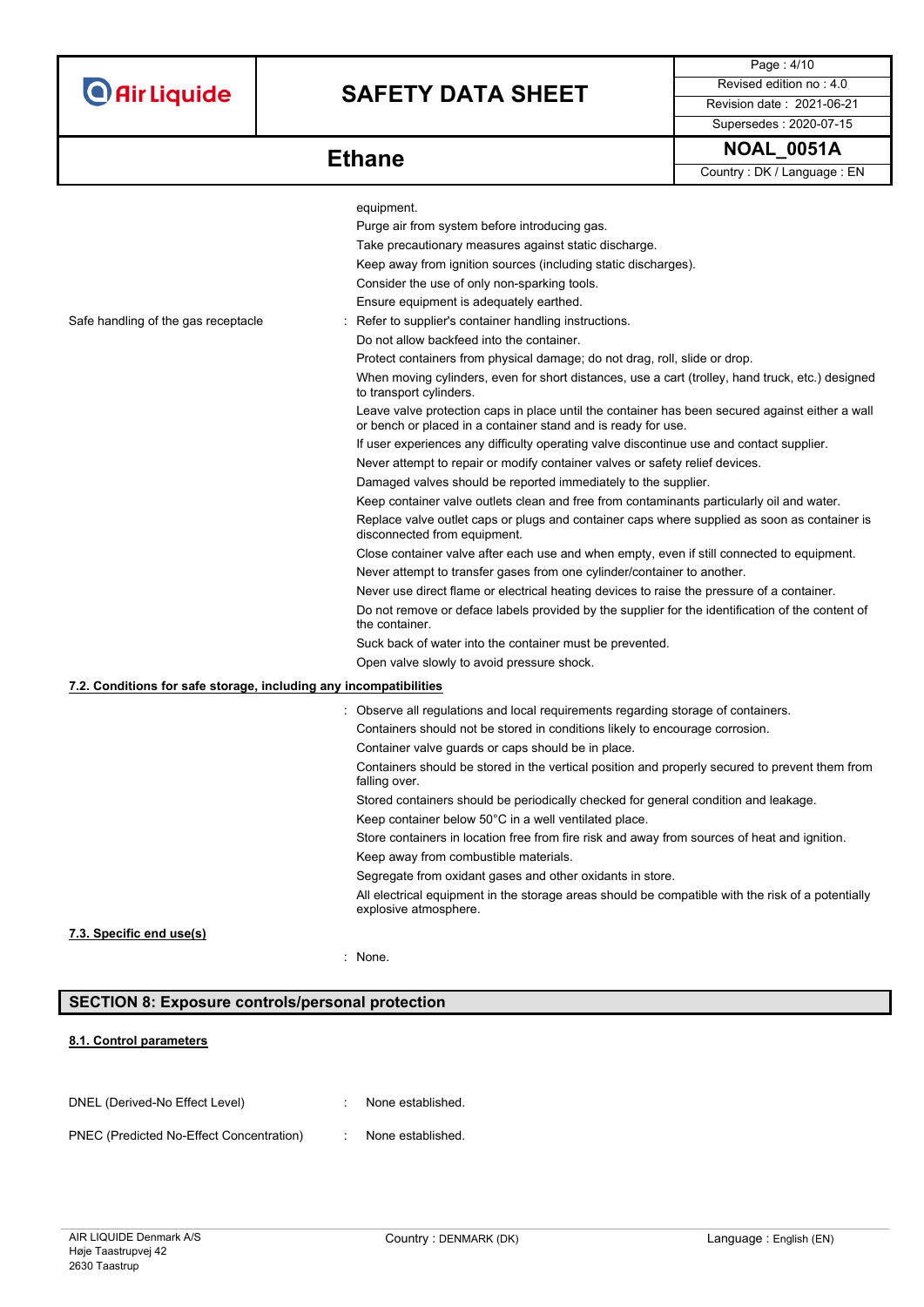equipment.
Purge air from system before introducing gas.
Take precautionary measures against static discharge.
Keep away from ignition sources (including static discharges).
Consider the use of only non-sparking tools.
Ensure equipment is adequately earthed.

Safe handling of the gas receptacle : Refer to supplier's container handling instructions.
Do not allow backfeed into the container.
Protect containers from physical damage; do not drag, roll, slide or drop.
When moving cylinders, even for short distances, use a cart (trolley, hand truck, etc.) designed to transport cylinders.
Leave valve protection caps in place until the container has been secured against either a wall or bench or placed in a container stand and is ready for use.
If user experiences any difficulty operating valve discontinue use and contact supplier.
Never attempt to repair or modify container valves or safety relief devices.
Damaged valves should be reported immediately to the supplier.
Keep container valve outlets clean and free from contaminants particularly oil and water.
Replace valve outlet caps or plugs and container caps where supplied as soon as container is disconnected from equipment.
Close container valve after each use and when empty, even if still connected to equipment.
Never attempt to transfer gases from one cylinder/container to another.
Never use direct flame or electrical heating devices to raise the pressure of a container.
Do not remove or deface labels provided by the supplier for the identification of the content of the container.
Suck back of water into the container must be prevented.
Open valve slowly to avoid pressure shock.

**7.2. Conditions for safe storage, including any incompatibilities**

: Observe all regulations and local requirements regarding storage of containers.
Containers should not be stored in conditions likely to encourage corrosion.
Container valve guards or caps should be in place.
Containers should be stored in the vertical position and properly secured to prevent them from falling over.
Stored containers should be periodically checked for general condition and leakage.
Keep container below 50°C in a well ventilated place.
Store containers in location free from fire risk and away from sources of heat and ignition.
Keep away from combustible materials.
Segregate from oxidant gases and other oxidants in store.
All electrical equipment in the storage areas should be compatible with the risk of a potentially explosive atmosphere.

**7.3. Specific end use(s)**

: None.

## SECTION 8: Exposure controls/personal protection

**8.1. Control parameters**

DNEL (Derived-No Effect Level) : None established.

PNEC (Predicted No-Effect Concentration) : None established.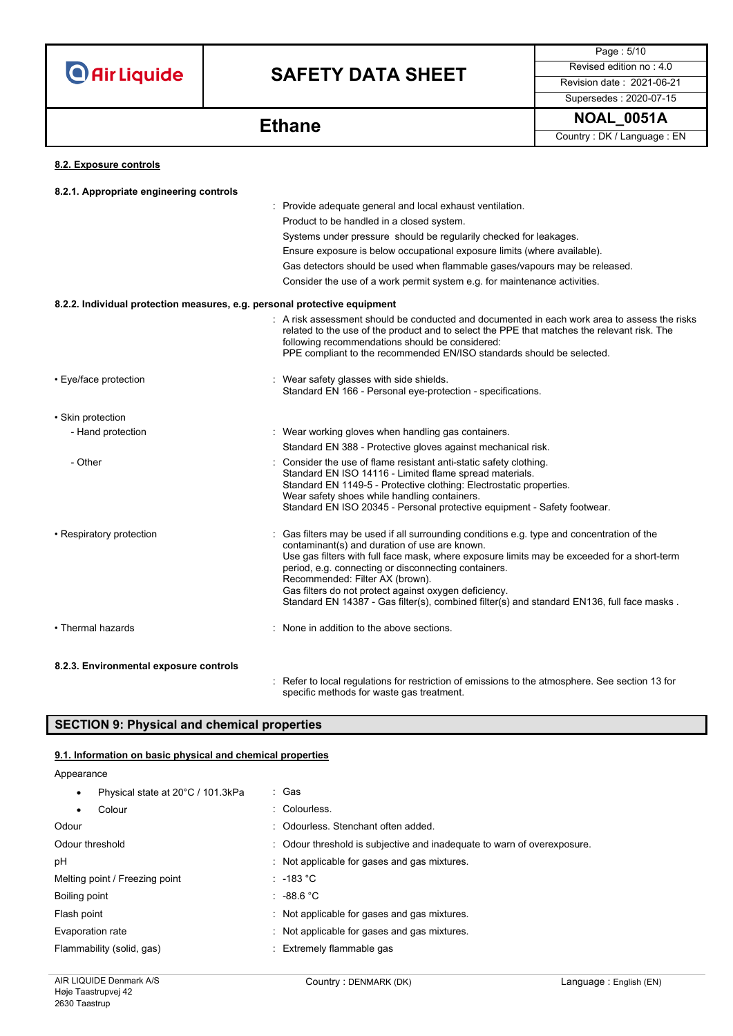#### 8.2. Exposure controls

**8.2.1. Appropriate engineering controls**

: Provide adequate general and local exhaust ventilation.
Product to be handled in a closed system.
Systems under pressure should be regularly checked for leakages.
Ensure exposure is below occupational exposure limits (where available).
Gas detectors should be used when flammable gases/vapours may be released.
Consider the use of a work permit system e.g. for maintenance activities.

**8.2.2. Individual protection measures, e.g. personal protective equipment**

: A risk assessment should be conducted and documented in each work area to assess the risks related to the use of the product and to select the PPE that matches the relevant risk. The following recommendations should be considered:
PPE compliant to the recommended EN/ISO standards should be selected.

• Eye/face protection : Wear safety glasses with side shields.
Standard EN 166 - Personal eye-protection - specifications.

• Skin protection

- Hand protection : Wear working gloves when handling gas containers.
Standard EN 388 - Protective gloves against mechanical risk.

- Other : Consider the use of flame resistant anti-static safety clothing.
Standard EN ISO 14116 - Limited flame spread materials.
Standard EN 1149-5 - Protective clothing: Electrostatic properties.
Wear safety shoes while handling containers.
Standard EN ISO 20345 - Personal protective equipment - Safety footwear.

• Respiratory protection : Gas filters may be used if all surrounding conditions e.g. type and concentration of the contaminant(s) and duration of use are known.
Use gas filters with full face mask, where exposure limits may be exceeded for a short-term period, e.g. connecting or disconnecting containers.
Recommended: Filter AX (brown).
Gas filters do not protect against oxygen deficiency.
Standard EN 14387 - Gas filter(s), combined filter(s) and standard EN136, full face masks .

• Thermal hazards : None in addition to the above sections.

**8.2.3. Environmental exposure controls**

: Refer to local regulations for restriction of emissions to the atmosphere. See section 13 for specific methods for waste gas treatment.

## SECTION 9: Physical and chemical properties

#### 9.1. Information on basic physical and chemical properties

Appearance

- Physical state at 20°C / 101.3kPa : Gas
- Colour : Colourless.

Odour : Odourless. Stenchant often added.

Odour threshold : Odour threshold is subjective and inadequate to warn of overexposure.

pH : Not applicable for gases and gas mixtures.

Melting point / Freezing point : -183 °C

Boiling point : -88.6 °C

Flash point : Not applicable for gases and gas mixtures.

Evaporation rate : Not applicable for gases and gas mixtures.

Flammability (solid, gas) : Extremely flammable gas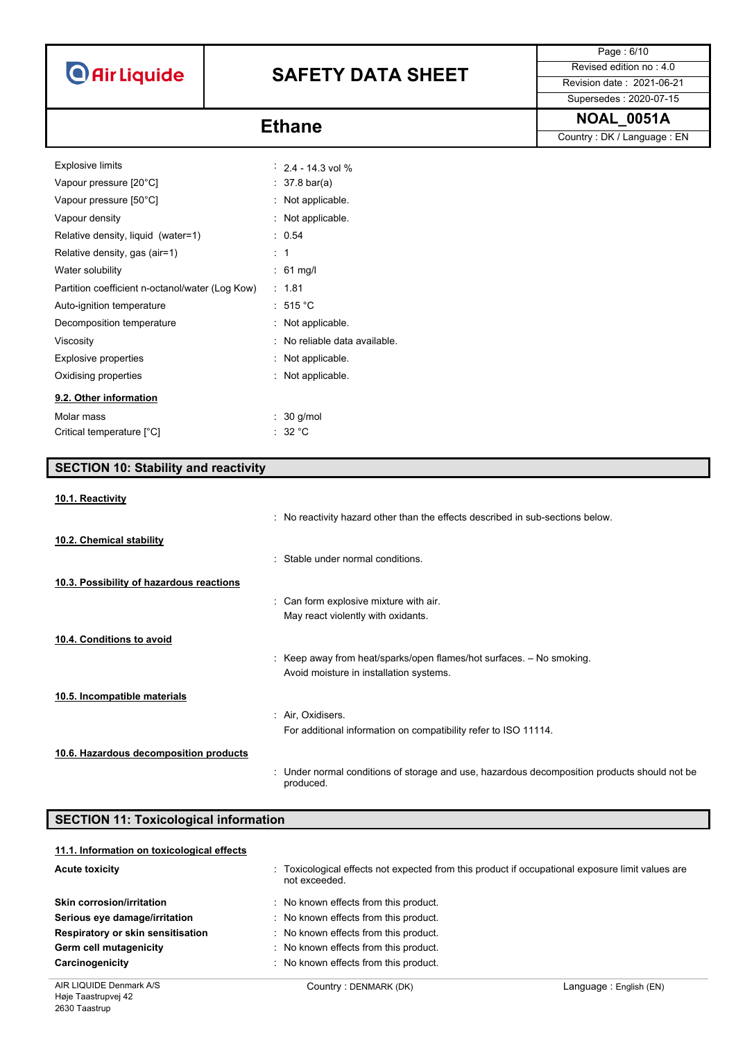| | |
|---|---|
| Explosive limits | : 2.4 - 14.3 vol % |
| Vapour pressure [20°C] | : 37.8 bar(a) |
| Vapour pressure [50°C] | : Not applicable. |
| Vapour density | : Not applicable. |
| Relative density, liquid (water=1) | : 0.54 |
| Relative density, gas (air=1) | : 1 |
| Water solubility | : 61 mg/l |
| Partition coefficient n-octanol/water (Log Kow) | : 1.81 |
| Auto-ignition temperature | : 515 °C |
| Decomposition temperature | : Not applicable. |
| Viscosity | : No reliable data available. |
| Explosive properties | : Not applicable. |
| Oxidising properties | : Not applicable. |

### 9.2. Other information

| | |
|---|---|
| Molar mass | : 30 g/mol |
| Critical temperature [°C] | : 32 °C |

## SECTION 10: Stability and reactivity

### 10.1. Reactivity

: No reactivity hazard other than the effects described in sub-sections below.

### 10.2. Chemical stability

: Stable under normal conditions.

### 10.3. Possibility of hazardous reactions

: Can form explosive mixture with air.
May react violently with oxidants.

### 10.4. Conditions to avoid

: Keep away from heat/sparks/open flames/hot surfaces. – No smoking.
Avoid moisture in installation systems.

### 10.5. Incompatible materials

: Air, Oxidisers.
For additional information on compatibility refer to ISO 11114.

### 10.6. Hazardous decomposition products

: Under normal conditions of storage and use, hazardous decomposition products should not be produced.

## SECTION 11: Toxicological information

### 11.1. Information on toxicological effects

| | |
|---|---|
| **Acute toxicity** | : Toxicological effects not expected from this product if occupational exposure limit values are not exceeded. |
| **Skin corrosion/irritation** | : No known effects from this product. |
| **Serious eye damage/irritation** | : No known effects from this product. |
| **Respiratory or skin sensitisation** | : No known effects from this product. |
| **Germ cell mutagenicity** | : No known effects from this product. |
| **Carcinogenicity** | : No known effects from this product. |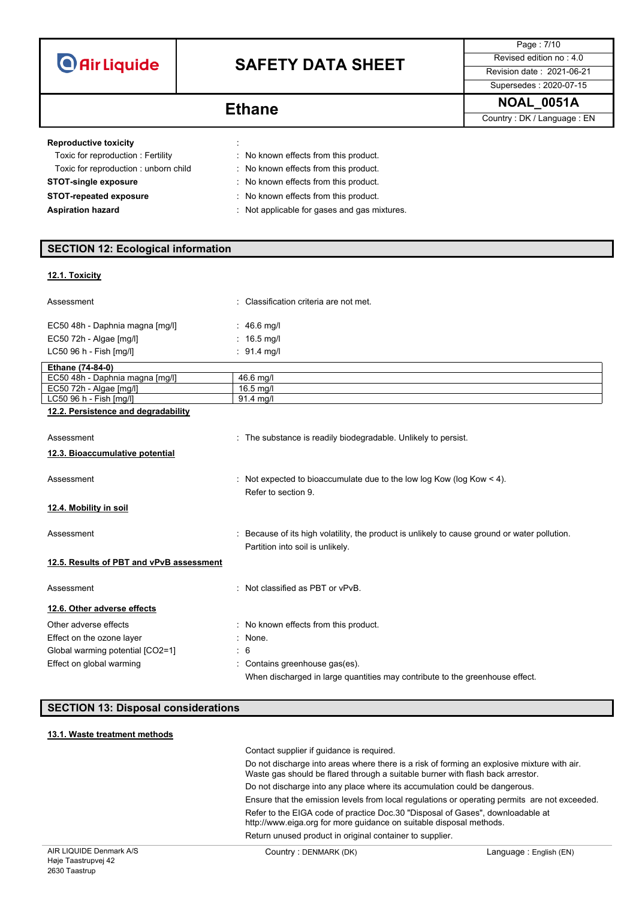**Reproductive toxicity** :

Toxic for reproduction : Fertility : No known effects from this product.

Toxic for reproduction : unborn child : No known effects from this product.

**STOT-single exposure** : No known effects from this product.

**STOT-repeated exposure** : No known effects from this product.

**Aspiration hazard** : Not applicable for gases and gas mixtures.

## SECTION 12: Ecological information

### 12.1. Toxicity

Assessment : Classification criteria are not met.

EC50 48h - Daphnia magna [mg/l] : 46.6 mg/l

EC50 72h - Algae [mg/l] : 16.5 mg/l

LC50 96 h - Fish [mg/l] : 91.4 mg/l

| Ethane (74-84-0) | |
|---|---|
| EC50 48h - Daphnia magna [mg/l] | 46.6 mg/l |
| EC50 72h - Algae [mg/l] | 16.5 mg/l |
| LC50 96 h - Fish [mg/l] | 91.4 mg/l |

### 12.2. Persistence and degradability

Assessment : The substance is readily biodegradable. Unlikely to persist.

### 12.3. Bioaccumulative potential

Assessment : Not expected to bioaccumulate due to the low log Kow (log Kow < 4). Refer to section 9.

### 12.4. Mobility in soil

Assessment : Because of its high volatility, the product is unlikely to cause ground or water pollution. Partition into soil is unlikely.

### 12.5. Results of PBT and vPvB assessment

Assessment : Not classified as PBT or vPvB.

### 12.6. Other adverse effects

Other adverse effects : No known effects from this product.

Effect on the ozone layer : None.

Global warming potential [CO2=1] : 6

Effect on global warming : Contains greenhouse gas(es).
When discharged in large quantities may contribute to the greenhouse effect.

## SECTION 13: Disposal considerations

### 13.1. Waste treatment methods

Contact supplier if guidance is required.

Do not discharge into areas where there is a risk of forming an explosive mixture with air. Waste gas should be flared through a suitable burner with flash back arrestor.

Do not discharge into any place where its accumulation could be dangerous.

Ensure that the emission levels from local regulations or operating permits are not exceeded.

Refer to the EIGA code of practice Doc.30 "Disposal of Gases", downloadable at http://www.eiga.org for more guidance on suitable disposal methods.

Return unused product in original container to supplier.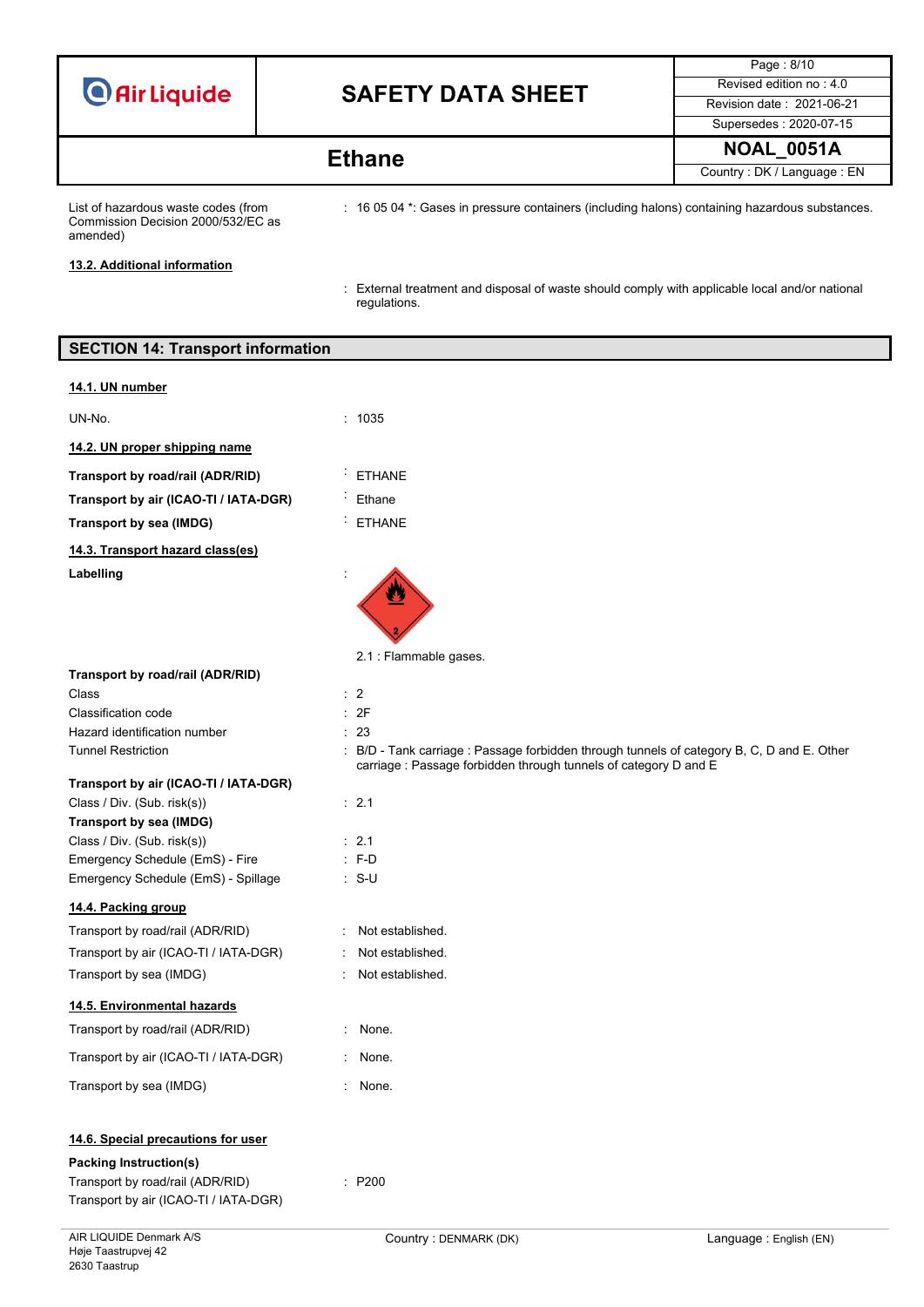List of hazardous waste codes (from Commission Decision 2000/532/EC as amended) : 16 05 04 *: Gases in pressure containers (including halons) containing hazardous substances.

**13.2. Additional information**

: External treatment and disposal of waste should comply with applicable local and/or national regulations.

## SECTION 14: Transport information

**14.1. UN number**

UN-No. : 1035

**14.2. UN proper shipping name**

**Transport by road/rail (ADR/RID)** : ETHANE

**Transport by air (ICAO-TI / IATA-DGR)** : Ethane

**Transport by sea (IMDG)** : ETHANE

**14.3. Transport hazard class(es)**

**Labelling** :

2.1 : Flammable gases.

**Transport by road/rail (ADR/RID)**

Class : 2

Classification code : 2F

Hazard identification number : 23

Tunnel Restriction : B/D - Tank carriage : Passage forbidden through tunnels of category B, C, D and E. Other carriage : Passage forbidden through tunnels of category D and E

**Transport by air (ICAO-TI / IATA-DGR)**

Class / Div. (Sub. risk(s)) : 2.1

**Transport by sea (IMDG)**

Class / Div. (Sub. risk(s)) : 2.1

Emergency Schedule (EmS) - Fire : F-D

Emergency Schedule (EmS) - Spillage : S-U

**14.4. Packing group**

Transport by road/rail (ADR/RID) : Not established.

Transport by air (ICAO-TI / IATA-DGR) : Not established.

Transport by sea (IMDG) : Not established.

**14.5. Environmental hazards**

Transport by road/rail (ADR/RID) : None.

Transport by air (ICAO-TI / IATA-DGR) : None.

Transport by sea (IMDG) : None.

**14.6. Special precautions for user**

**Packing Instruction(s)**

Transport by road/rail (ADR/RID) : P200

Transport by air (ICAO-TI / IATA-DGR)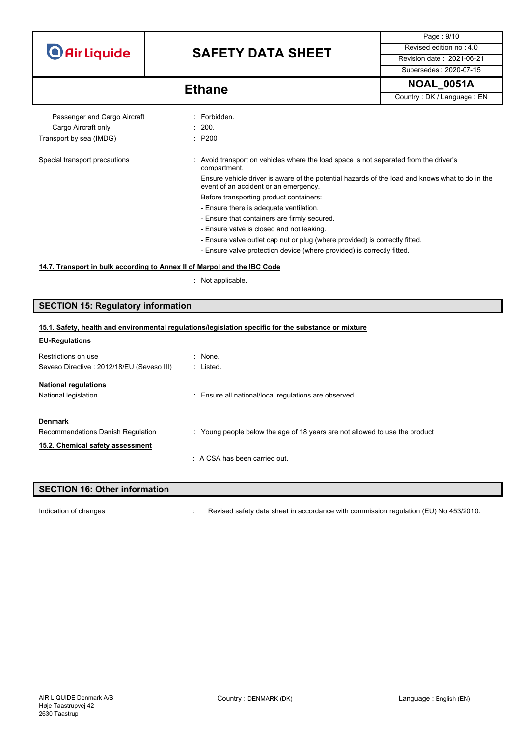Passenger and Cargo Aircraft : Forbidden.

Cargo Aircraft only : 200.

Transport by sea (IMDG) : P200

Special transport precautions : Avoid transport on vehicles where the load space is not separated from the driver's compartment.

Ensure vehicle driver is aware of the potential hazards of the load and knows what to do in the event of an accident or an emergency.

Before transporting product containers:

- Ensure there is adequate ventilation.
- Ensure that containers are firmly secured.
- Ensure valve is closed and not leaking.
- Ensure valve outlet cap nut or plug (where provided) is correctly fitted.
- Ensure valve protection device (where provided) is correctly fitted.

### 14.7. Transport in bulk according to Annex II of Marpol and the IBC Code

: Not applicable.

## SECTION 15: Regulatory information

### 15.1. Safety, health and environmental regulations/legislation specific for the substance or mixture

**EU-Regulations**

Restrictions on use : None.

Seveso Directive : 2012/18/EU (Seveso III) : Listed.

**National regulations**

National legislation : Ensure all national/local regulations are observed.

**Denmark**

Recommendations Danish Regulation : Young people below the age of 18 years are not allowed to use the product

### 15.2. Chemical safety assessment

: A CSA has been carried out.

## SECTION 16: Other information

Indication of changes : Revised safety data sheet in accordance with commission regulation (EU) No 453/2010.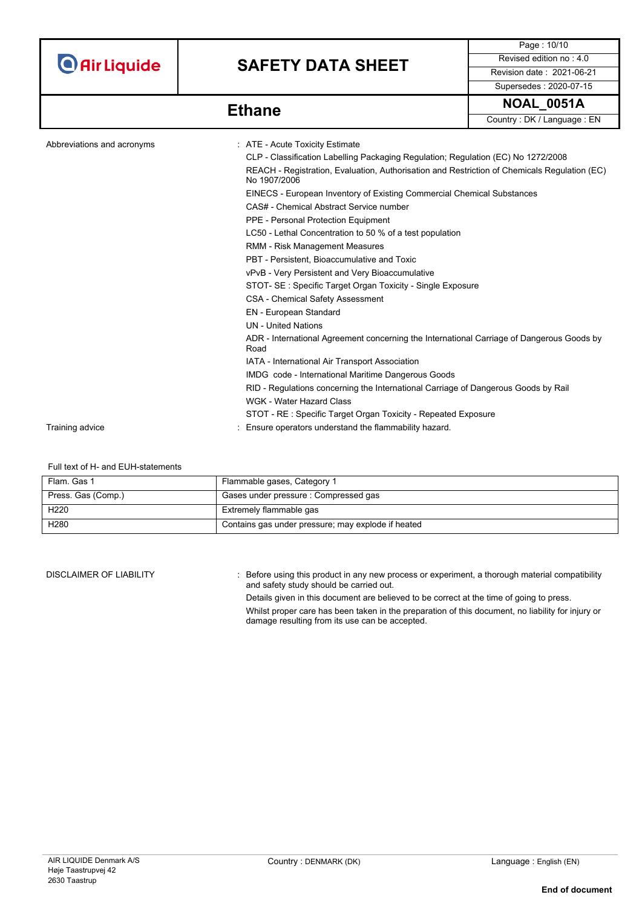Abbreviations and acronyms : ATE - Acute Toxicity Estimate

CLP - Classification Labelling Packaging Regulation; Regulation (EC) No 1272/2008

REACH - Registration, Evaluation, Authorisation and Restriction of Chemicals Regulation (EC) No 1907/2006

EINECS - European Inventory of Existing Commercial Chemical Substances

CAS# - Chemical Abstract Service number

PPE - Personal Protection Equipment

LC50 - Lethal Concentration to 50 % of a test population

RMM - Risk Management Measures

PBT - Persistent, Bioaccumulative and Toxic

vPvB - Very Persistent and Very Bioaccumulative

STOT- SE : Specific Target Organ Toxicity - Single Exposure

CSA - Chemical Safety Assessment

EN - European Standard

UN - United Nations

ADR - International Agreement concerning the International Carriage of Dangerous Goods by Road

IATA - International Air Transport Association

IMDG code - International Maritime Dangerous Goods

RID - Regulations concerning the International Carriage of Dangerous Goods by Rail

WGK - Water Hazard Class

STOT - RE : Specific Target Organ Toxicity - Repeated Exposure

Training advice : Ensure operators understand the flammability hazard.

Full text of H- and EUH-statements

| | |
|---|---|
| Flam. Gas 1 | Flammable gases, Category 1 |
| Press. Gas (Comp.) | Gases under pressure : Compressed gas |
| H220 | Extremely flammable gas |
| H280 | Contains gas under pressure; may explode if heated |

DISCLAIMER OF LIABILITY : Before using this product in any new process or experiment, a thorough material compatibility and safety study should be carried out.

Details given in this document are believed to be correct at the time of going to press.

Whilst proper care has been taken in the preparation of this document, no liability for injury or damage resulting from its use can be accepted.

AIR LIQUIDE Denmark A/S
Høje Taastrupvej 42
2630 Taastrup

Country : DENMARK (DK)

Language : English (EN)

**End of document**